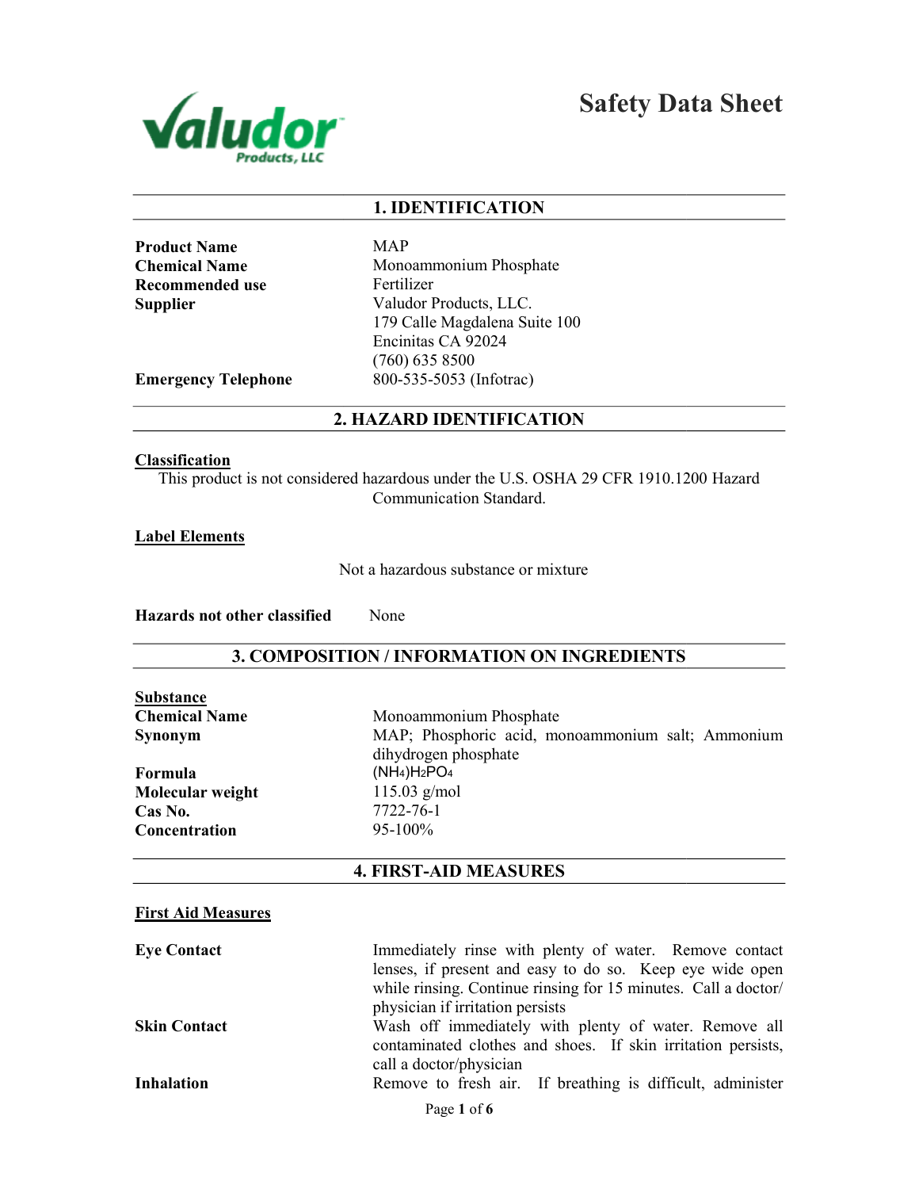# Safety Data Sheet

Valudor Products, LLC

## 1. IDENTIFICATION

| | |
|---|---|
| **Product Name** | MAP |
| **Chemical Name** | Monoammonium Phosphate |
| **Recommended use** | Fertilizer |
| **Supplier** | Valudor Products, LLC.<br>179 Calle Magdalena Suite 100<br>Encinitas CA 92024<br>(760) 635 8500 |
| **Emergency Telephone** | 800-535-5053 (Infotrac) |

## 2. HAZARD IDENTIFICATION

**Classification**

This product is not considered hazardous under the U.S. OSHA 29 CFR 1910.1200 Hazard Communication Standard.

**Label Elements**

Not a hazardous substance or mixture

**Hazards not other classified** None

## 3. COMPOSITION / INFORMATION ON INGREDIENTS

**Substance**

| | |
|---|---|
| **Chemical Name** | Monoammonium Phosphate |
| **Synonym** | MAP; Phosphoric acid, monoammonium salt; Ammonium dihydrogen phosphate |
| **Formula** | $(NH_4)H_2PO_4$ |
| **Molecular weight** | 115.03 g/mol |
| **Cas No.** | 7722-76-1 |
| **Concentration** | 95-100% |

## 4. FIRST-AID MEASURES

**First Aid Measures**

| | |
|---|---|
| **Eye Contact** | Immediately rinse with plenty of water. Remove contact lenses, if present and easy to do so. Keep eye wide open while rinsing. Continue rinsing for 15 minutes. Call a doctor/ physician if irritation persists |
| **Skin Contact** | Wash off immediately with plenty of water. Remove all contaminated clothes and shoes. If skin irritation persists, call a doctor/physician |
| **Inhalation** | Remove to fresh air. If breathing is difficult, administer |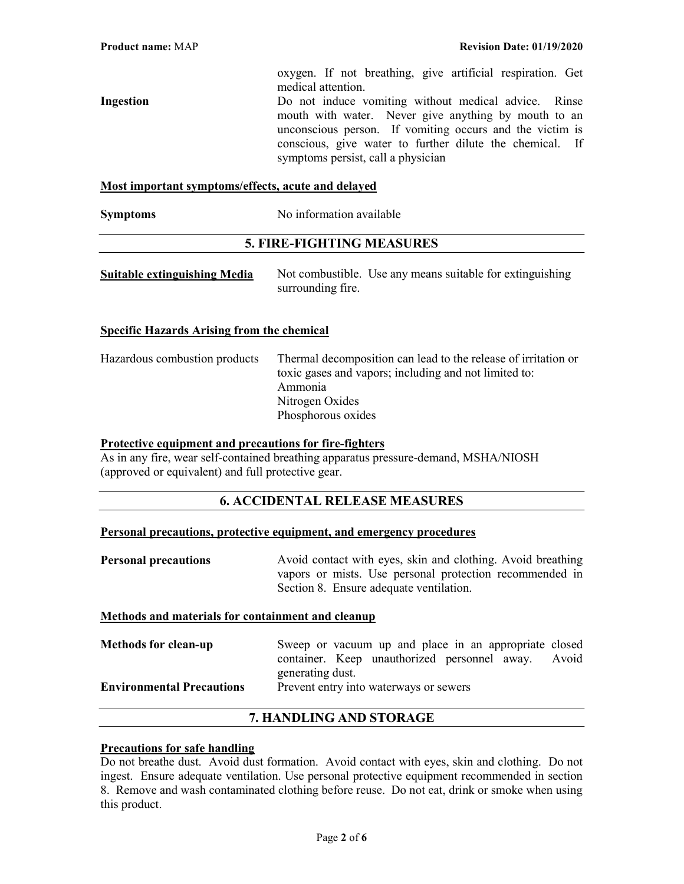oxygen. If not breathing, give artificial respiration. Get medical attention.

**Ingestion** Do not induce vomiting without medical advice. Rinse mouth with water. Never give anything by mouth to an unconscious person. If vomiting occurs and the victim is conscious, give water to further dilute the chemical. If symptoms persist, call a physician

**Most important symptoms/effects, acute and delayed**

**Symptoms** No information available

## 5. FIRE-FIGHTING MEASURES

**Suitable extinguishing Media** Not combustible. Use any means suitable for extinguishing surrounding fire.

**Specific Hazards Arising from the chemical**

Hazardous combustion products Thermal decomposition can lead to the release of irritation or toxic gases and vapors; including and not limited to:
Ammonia
Nitrogen Oxides
Phosphorous oxides

**Protective equipment and precautions for fire-fighters**

As in any fire, wear self-contained breathing apparatus pressure-demand, MSHA/NIOSH (approved or equivalent) and full protective gear.

## 6. ACCIDENTAL RELEASE MEASURES

**Personal precautions, protective equipment, and emergency procedures**

**Personal precautions** Avoid contact with eyes, skin and clothing. Avoid breathing vapors or mists. Use personal protection recommended in Section 8. Ensure adequate ventilation.

**Methods and materials for containment and cleanup**

**Methods for clean-up** Sweep or vacuum up and place in an appropriate closed container. Keep unauthorized personnel away. Avoid generating dust.

**Environmental Precautions** Prevent entry into waterways or sewers

## 7. HANDLING AND STORAGE

**Precautions for safe handling**

Do not breathe dust. Avoid dust formation. Avoid contact with eyes, skin and clothing. Do not ingest. Ensure adequate ventilation. Use personal protective equipment recommended in section 8. Remove and wash contaminated clothing before reuse. Do not eat, drink or smoke when using this product.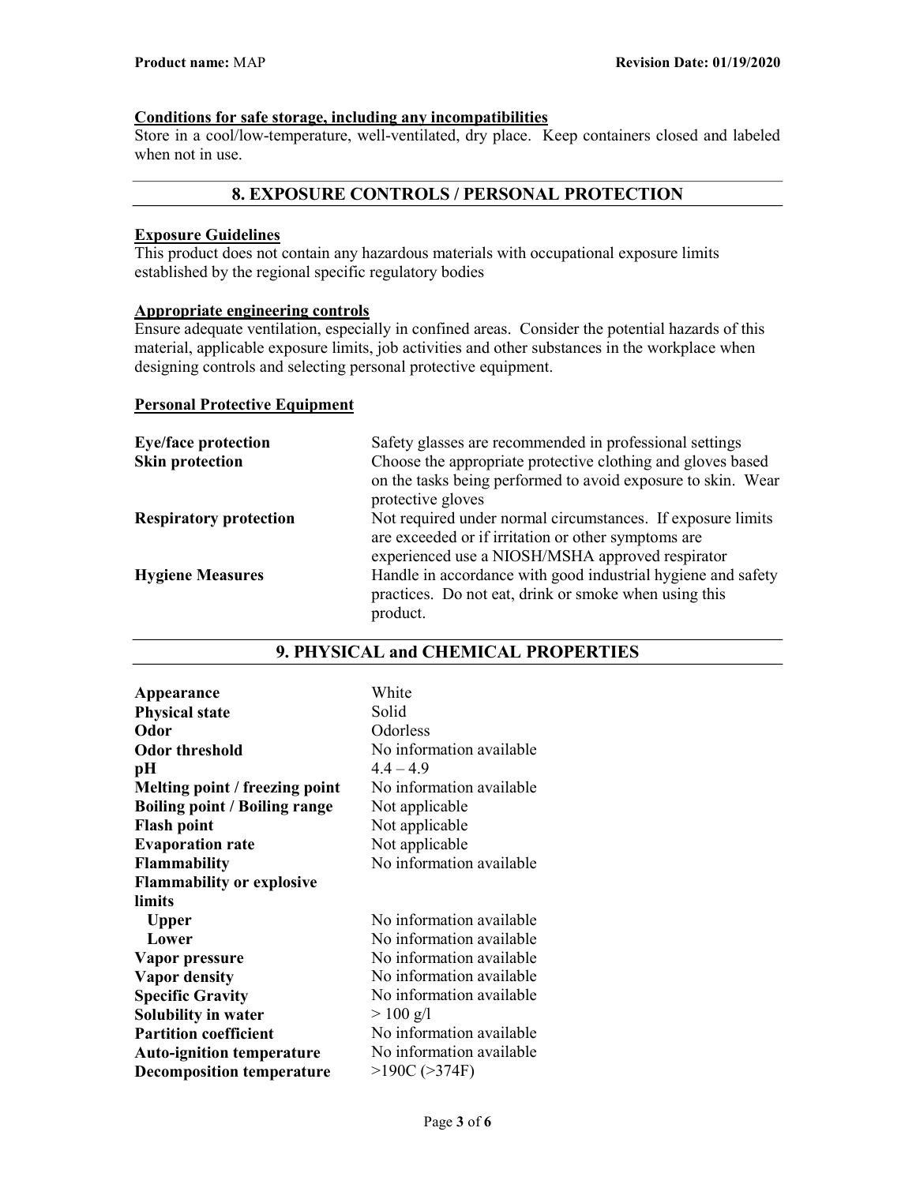#### Conditions for safe storage, including any incompatibilities

Store in a cool/low-temperature, well-ventilated, dry place. Keep containers closed and labeled when not in use.

## 8. EXPOSURE CONTROLS / PERSONAL PROTECTION

#### Exposure Guidelines

This product does not contain any hazardous materials with occupational exposure limits established by the regional specific regulatory bodies

#### Appropriate engineering controls

Ensure adequate ventilation, especially in confined areas. Consider the potential hazards of this material, applicable exposure limits, job activities and other substances in the workplace when designing controls and selecting personal protective equipment.

#### Personal Protective Equipment

| | |
|---|---|
| **Eye/face protection** | Safety glasses are recommended in professional settings |
| **Skin protection** | Choose the appropriate protective clothing and gloves based on the tasks being performed to avoid exposure to skin. Wear protective gloves |
| **Respiratory protection** | Not required under normal circumstances. If exposure limits are exceeded or if irritation or other symptoms are experienced use a NIOSH/MSHA approved respirator |
| **Hygiene Measures** | Handle in accordance with good industrial hygiene and safety practices. Do not eat, drink or smoke when using this product. |

## 9. PHYSICAL and CHEMICAL PROPERTIES

| | |
|---|---|
| **Appearance** | White |
| **Physical state** | Solid |
| **Odor** | Odorless |
| **Odor threshold** | No information available |
| **pH** | 4.4 – 4.9 |
| **Melting point / freezing point** | No information available |
| **Boiling point / Boiling range** | Not applicable |
| **Flash point** | Not applicable |
| **Evaporation rate** | Not applicable |
| **Flammability** | No information available |
| **Flammability or explosive limits** | |
| **Upper** | No information available |
| **Lower** | No information available |
| **Vapor pressure** | No information available |
| **Vapor density** | No information available |
| **Specific Gravity** | No information available |
| **Solubility in water** | > 100 g/l |
| **Partition coefficient** | No information available |
| **Auto-ignition temperature** | No information available |
| **Decomposition temperature** | >190C (>374F) |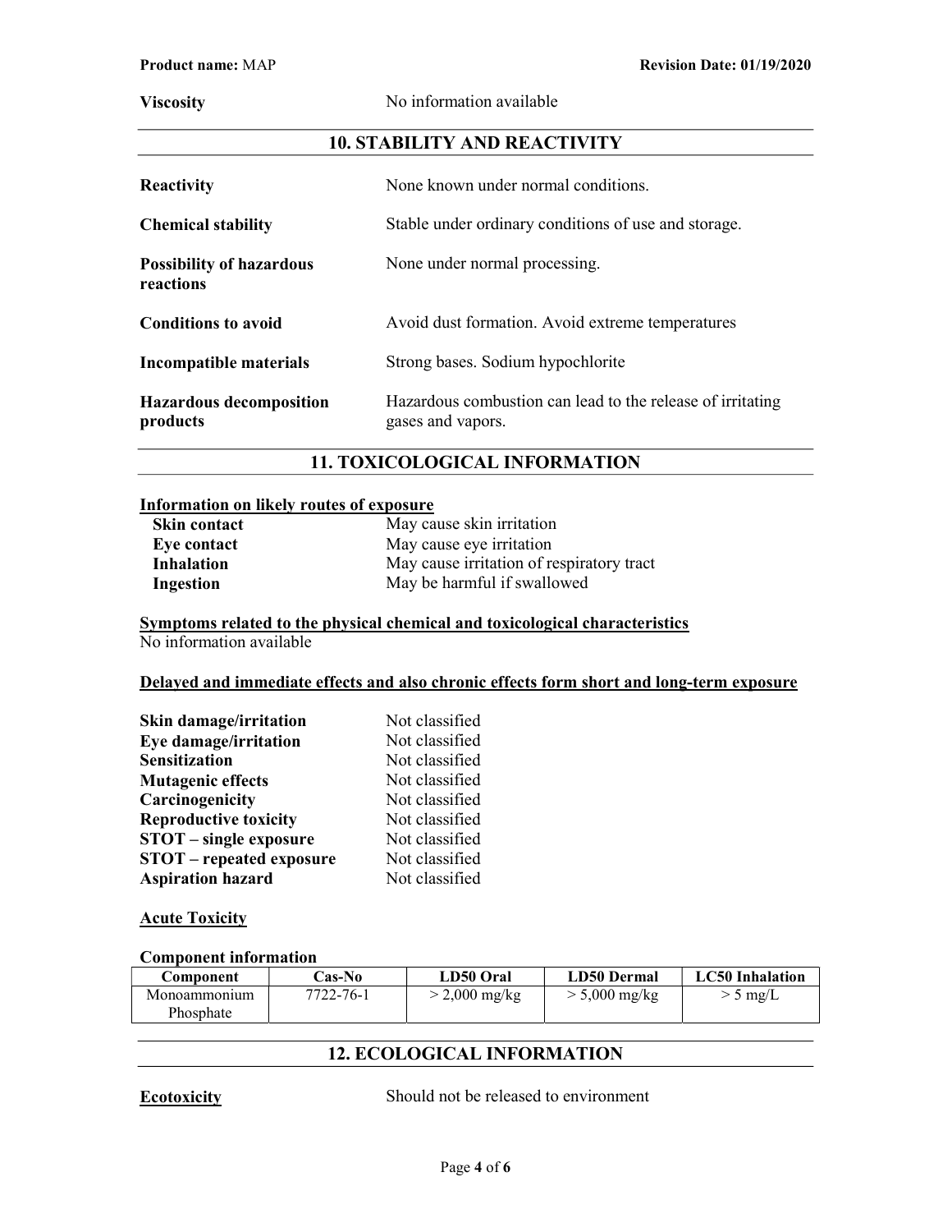**Viscosity** No information available

## 10. STABILITY AND REACTIVITY

| | |
|---|---|
| **Reactivity** | None known under normal conditions. |
| **Chemical stability** | Stable under ordinary conditions of use and storage. |
| **Possibility of hazardous reactions** | None under normal processing. |
| **Conditions to avoid** | Avoid dust formation. Avoid extreme temperatures |
| **Incompatible materials** | Strong bases. Sodium hypochlorite |
| **Hazardous decomposition products** | Hazardous combustion can lead to the release of irritating gases and vapors. |

## 11. TOXICOLOGICAL INFORMATION

**Information on likely routes of exposure**

| | |
|---|---|
| **Skin contact** | May cause skin irritation |
| **Eye contact** | May cause eye irritation |
| **Inhalation** | May cause irritation of respiratory tract |
| **Ingestion** | May be harmful if swallowed |

**Symptoms related to the physical chemical and toxicological characteristics**

No information available

**Delayed and immediate effects and also chronic effects form short and long-term exposure**

| | |
|---|---|
| **Skin damage/irritation** | Not classified |
| **Eye damage/irritation** | Not classified |
| **Sensitization** | Not classified |
| **Mutagenic effects** | Not classified |
| **Carcinogenicity** | Not classified |
| **Reproductive toxicity** | Not classified |
| **STOT – single exposure** | Not classified |
| **STOT – repeated exposure** | Not classified |
| **Aspiration hazard** | Not classified |

**Acute Toxicity**

**Component information**

| Component | Cas-No | LD50 Oral | LD50 Dermal | LC50 Inhalation |
|---|---|---|---|---|
| Monoammonium Phosphate | 7722-76-1 | > 2,000 mg/kg | > 5,000 mg/kg | > 5 mg/L |

## 12. ECOLOGICAL INFORMATION

**Ecotoxicity** Should not be released to environment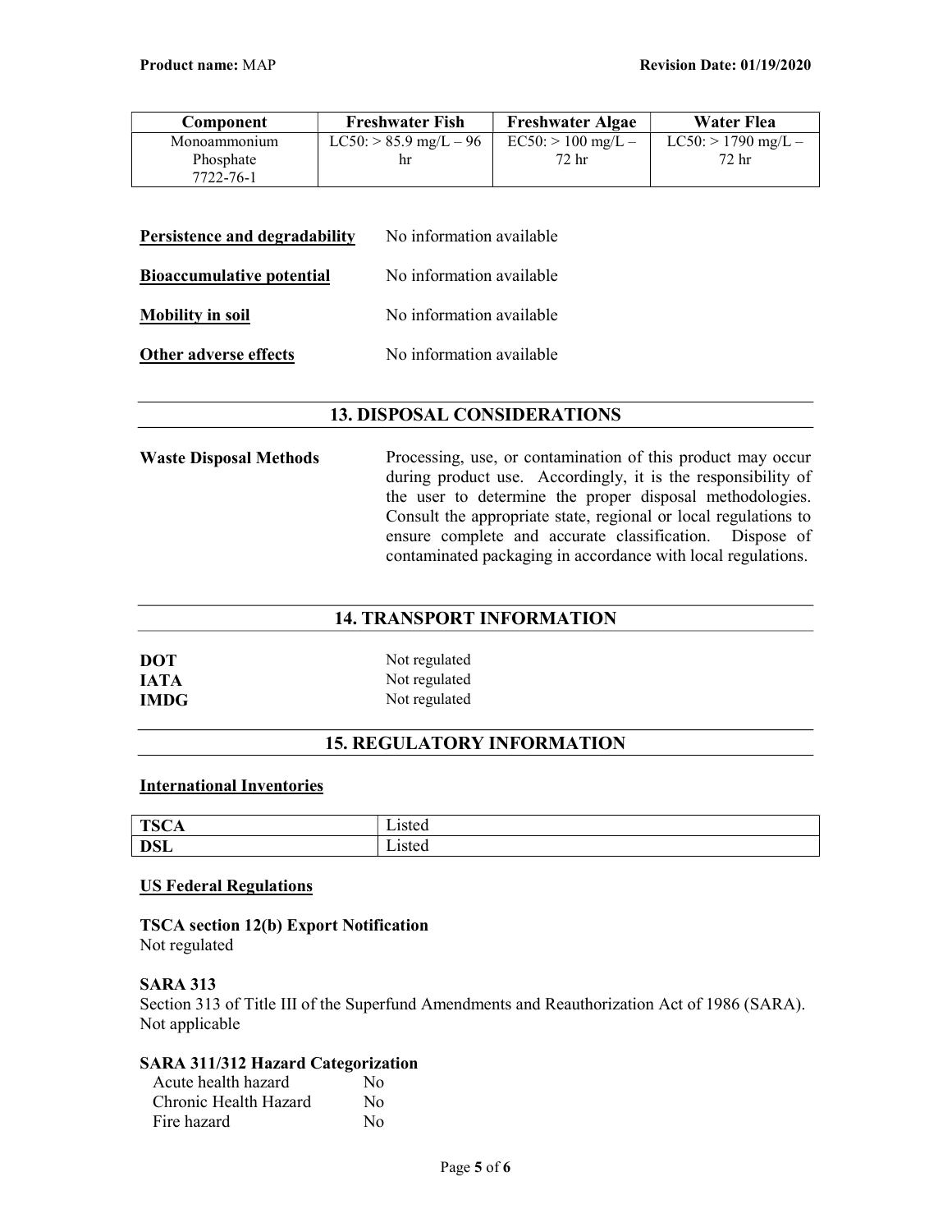| Component | Freshwater Fish | Freshwater Algae | Water Flea |
| --- | --- | --- | --- |
| Monoammonium Phosphate 7722-76-1 | LC50: > 85.9 mg/L – 96 hr | EC50: > 100 mg/L – 72 hr | LC50: > 1790 mg/L – 72 hr |

**Persistence and degradability** No information available

**Bioaccumulative potential** No information available

**Mobility in soil** No information available

**Other adverse effects** No information available

## 13. DISPOSAL CONSIDERATIONS

**Waste Disposal Methods** Processing, use, or contamination of this product may occur during product use. Accordingly, it is the responsibility of the user to determine the proper disposal methodologies. Consult the appropriate state, regional or local regulations to ensure complete and accurate classification. Dispose of contaminated packaging in accordance with local regulations.

## 14. TRANSPORT INFORMATION

**DOT** Not regulated
**IATA** Not regulated
**IMDG** Not regulated

## 15. REGULATORY INFORMATION

**International Inventories**

| TSCA | Listed |
| --- | --- |
| DSL | Listed |

**US Federal Regulations**

**TSCA section 12(b) Export Notification**
Not regulated

**SARA 313**
Section 313 of Title III of the Superfund Amendments and Reauthorization Act of 1986 (SARA).
Not applicable

**SARA 311/312 Hazard Categorization**

| | |
| --- | --- |
| Acute health hazard | No |
| Chronic Health Hazard | No |
| Fire hazard | No |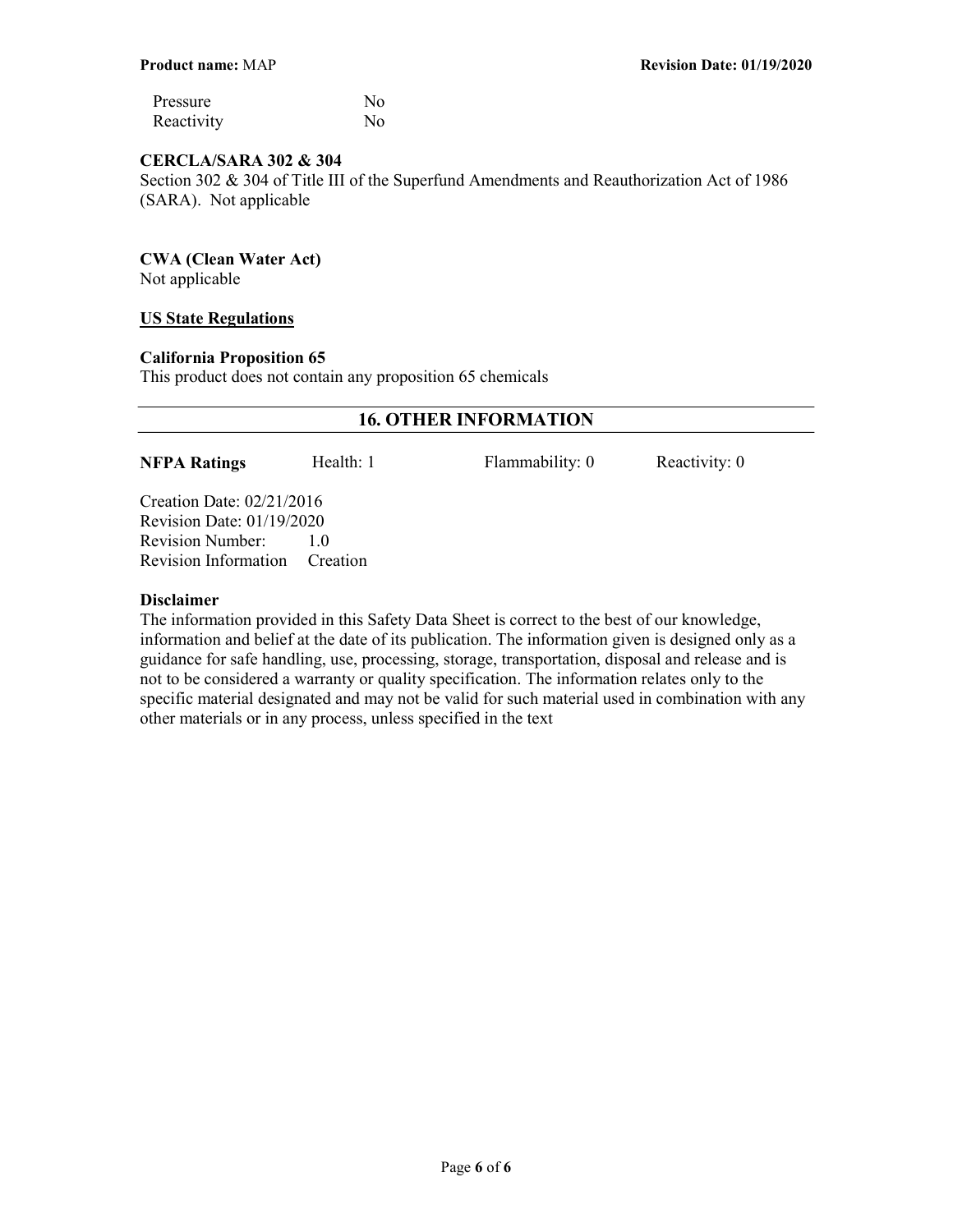| | |
|---|---|
| Pressure | No |
| Reactivity | No |

**CERCLA/SARA 302 & 304**

Section 302 & 304 of Title III of the Superfund Amendments and Reauthorization Act of 1986 (SARA). Not applicable

**CWA (Clean Water Act)**

Not applicable

**US State Regulations**

**California Proposition 65**

This product does not contain any proposition 65 chemicals

## 16. OTHER INFORMATION

| | | | |
|---|---|---|---|
| **NFPA Ratings** | Health: 1 | Flammability: 0 | Reactivity: 0 |

Creation Date: 02/21/2016
Revision Date: 01/19/2020
Revision Number: 1.0
Revision Information Creation

**Disclaimer**

The information provided in this Safety Data Sheet is correct to the best of our knowledge, information and belief at the date of its publication. The information given is designed only as a guidance for safe handling, use, processing, storage, transportation, disposal and release and is not to be considered a warranty or quality specification. The information relates only to the specific material designated and may not be valid for such material used in combination with any other materials or in any process, unless specified in the text